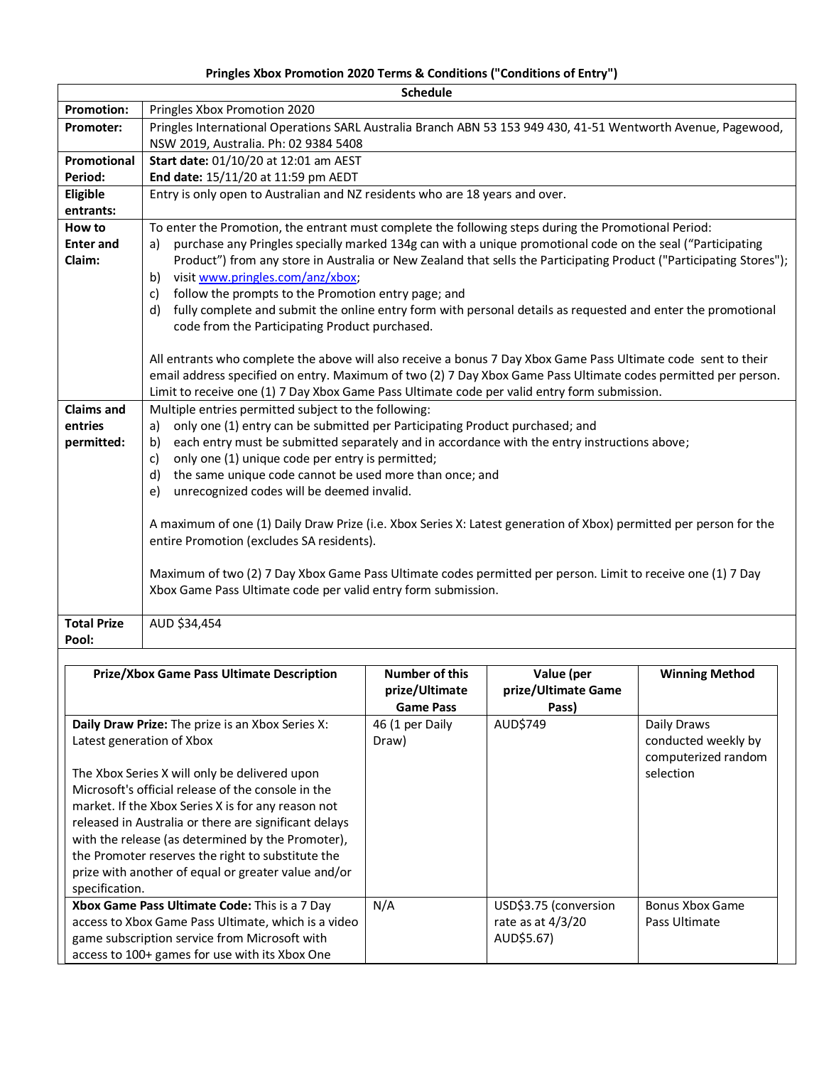# Pringles Xbox Promotion 2020 Terms & Conditions ("Conditions of Entry")

| Schedule | |
|---|---|
| **Promotion:** | Pringles Xbox Promotion 2020 |
| **Promoter:** | Pringles International Operations SARL Australia Branch ABN 53 153 949 430, 41-51 Wentworth Avenue, Pagewood, NSW 2019, Australia. Ph: 02 9384 5408 |
| **Promotional Period:** | **Start date:** 01/10/20 at 12:01 am AEST<br>**End date:** 15/11/20 at 11:59 pm AEDT |
| **Eligible entrants:** | Entry is only open to Australian and NZ residents who are 18 years and over. |
| **How to Enter and Claim:** | To enter the Promotion, the entrant must complete the following steps during the Promotional Period:<br>a) purchase any Pringles specially marked 134g can with a unique promotional code on the seal ("Participating Product") from any store in Australia or New Zealand that sells the Participating Product ("Participating Stores");<br>b) visit www.pringles.com/anz/xbox;<br>c) follow the prompts to the Promotion entry page; and<br>d) fully complete and submit the online entry form with personal details as requested and enter the promotional code from the Participating Product purchased.<br><br>All entrants who complete the above will also receive a bonus 7 Day Xbox Game Pass Ultimate code sent to their email address specified on entry. Maximum of two (2) 7 Day Xbox Game Pass Ultimate codes permitted per person. Limit to receive one (1) 7 Day Xbox Game Pass Ultimate code per valid entry form submission. |
| **Claims and entries permitted:** | Multiple entries permitted subject to the following:<br>a) only one (1) entry can be submitted per Participating Product purchased; and<br>b) each entry must be submitted separately and in accordance with the entry instructions above;<br>c) only one (1) unique code per entry is permitted;<br>d) the same unique code cannot be used more than once; and<br>e) unrecognized codes will be deemed invalid.<br><br>A maximum of one (1) Daily Draw Prize (i.e. Xbox Series X: Latest generation of Xbox) permitted per person for the entire Promotion (excludes SA residents).<br><br>Maximum of two (2) 7 Day Xbox Game Pass Ultimate codes permitted per person. Limit to receive one (1) 7 Day Xbox Game Pass Ultimate code per valid entry form submission. |
| **Total Prize Pool:** | AUD $34,454 |

| Prize/Xbox Game Pass Ultimate Description | Number of this prize/Ultimate Game Pass | Value (per prize/Ultimate Game Pass) | Winning Method |
|---|---|---|---|
| **Daily Draw Prize:** The prize is an Xbox Series X: Latest generation of Xbox<br><br>The Xbox Series X will only be delivered upon Microsoft's official release of the console in the market. If the Xbox Series X is for any reason not released in Australia or there are significant delays with the release (as determined by the Promoter), the Promoter reserves the right to substitute the prize with another of equal or greater value and/or specification. | 46 (1 per Daily Draw) | AUD$749 | Daily Draws conducted weekly by computerized random selection |
| **Xbox Game Pass Ultimate Code:** This is a 7 Day access to Xbox Game Pass Ultimate, which is a video game subscription service from Microsoft with access to 100+ games for use with its Xbox One | N/A | USD$3.75 (conversion rate as at 4/3/20 AUD$5.67) | Bonus Xbox Game Pass Ultimate |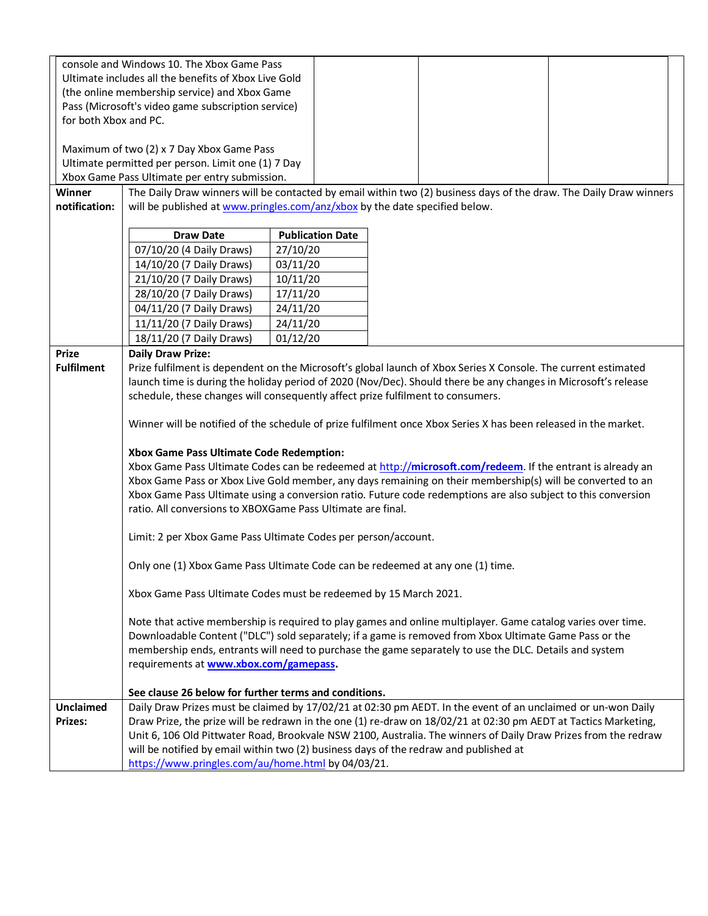| | | | |
|---|---|---|---|
| console and Windows 10. The Xbox Game Pass Ultimate includes all the benefits of Xbox Live Gold (the online membership service) and Xbox Game Pass (Microsoft's video game subscription service) for both Xbox and PC.<br><br>Maximum of two (2) x 7 Day Xbox Game Pass Ultimate permitted per person. Limit one (1) 7 Day Xbox Game Pass Ultimate per entry submission. | | | |

**Winner notification:**

The Daily Draw winners will be contacted by email within two (2) business days of the draw. The Daily Draw winners will be published at www.pringles.com/anz/xbox by the date specified below.

| Draw Date | Publication Date |
|---|---|
| 07/10/20 (4 Daily Draws) | 27/10/20 |
| 14/10/20 (7 Daily Draws) | 03/11/20 |
| 21/10/20 (7 Daily Draws) | 10/11/20 |
| 28/10/20 (7 Daily Draws) | 17/11/20 |
| 04/11/20 (7 Daily Draws) | 24/11/20 |
| 11/11/20 (7 Daily Draws) | 24/11/20 |
| 18/11/20 (7 Daily Draws) | 01/12/20 |

**Prize Fulfilment**

**Daily Draw Prize:**

Prize fulfilment is dependent on the Microsoft's global launch of Xbox Series X Console. The current estimated launch time is during the holiday period of 2020 (Nov/Dec). Should there be any changes in Microsoft's release schedule, these changes will consequently affect prize fulfilment to consumers.

Winner will be notified of the schedule of prize fulfilment once Xbox Series X has been released in the market.

**Xbox Game Pass Ultimate Code Redemption:**

Xbox Game Pass Ultimate Codes can be redeemed at http://**microsoft.com/redeem**. If the entrant is already an Xbox Game Pass or Xbox Live Gold member, any days remaining on their membership(s) will be converted to an Xbox Game Pass Ultimate using a conversion ratio. Future code redemptions are also subject to this conversion ratio. All conversions to XBOXGame Pass Ultimate are final.

Limit: 2 per Xbox Game Pass Ultimate Codes per person/account.

Only one (1) Xbox Game Pass Ultimate Code can be redeemed at any one (1) time.

Xbox Game Pass Ultimate Codes must be redeemed by 15 March 2021.

Note that active membership is required to play games and online multiplayer. Game catalog varies over time. Downloadable Content ("DLC") sold separately; if a game is removed from Xbox Ultimate Game Pass or the membership ends, entrants will need to purchase the game separately to use the DLC. Details and system requirements at **www.xbox.com/gamepass.**

**See clause 26 below for further terms and conditions.**

**Unclaimed Prizes:**

Daily Draw Prizes must be claimed by 17/02/21 at 02:30 pm AEDT. In the event of an unclaimed or un-won Daily Draw Prize, the prize will be redrawn in the one (1) re-draw on 18/02/21 at 02:30 pm AEDT at Tactics Marketing, Unit 6, 106 Old Pittwater Road, Brookvale NSW 2100, Australia. The winners of Daily Draw Prizes from the redraw will be notified by email within two (2) business days of the redraw and published at https://www.pringles.com/au/home.html by 04/03/21.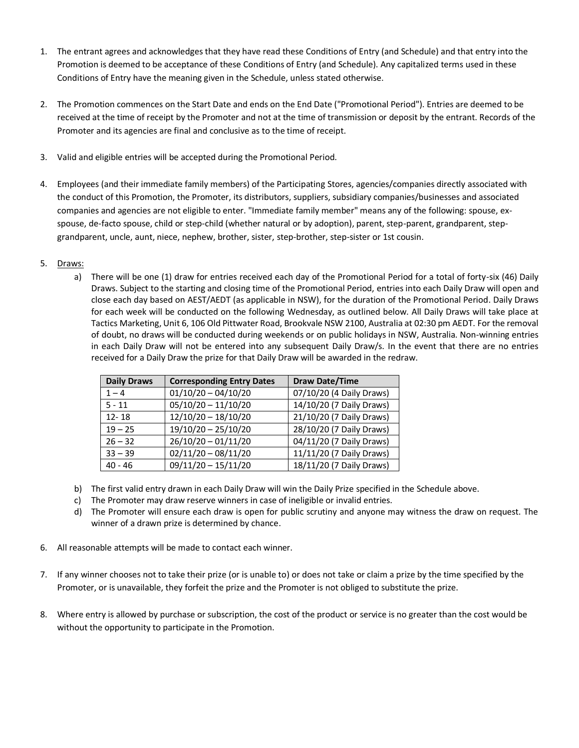1. The entrant agrees and acknowledges that they have read these Conditions of Entry (and Schedule) and that entry into the Promotion is deemed to be acceptance of these Conditions of Entry (and Schedule). Any capitalized terms used in these Conditions of Entry have the meaning given in the Schedule, unless stated otherwise.

2. The Promotion commences on the Start Date and ends on the End Date ("Promotional Period"). Entries are deemed to be received at the time of receipt by the Promoter and not at the time of transmission or deposit by the entrant. Records of the Promoter and its agencies are final and conclusive as to the time of receipt.

3. Valid and eligible entries will be accepted during the Promotional Period.

4. Employees (and their immediate family members) of the Participating Stores, agencies/companies directly associated with the conduct of this Promotion, the Promoter, its distributors, suppliers, subsidiary companies/businesses and associated companies and agencies are not eligible to enter. "Immediate family member" means any of the following: spouse, ex-spouse, de-facto spouse, child or step-child (whether natural or by adoption), parent, step-parent, grandparent, step-grandparent, uncle, aunt, niece, nephew, brother, sister, step-brother, step-sister or 1st cousin.

5. <u>Draws:</u>
   a) There will be one (1) draw for entries received each day of the Promotional Period for a total of forty-six (46) Daily Draws. Subject to the starting and closing time of the Promotional Period, entries into each Daily Draw will open and close each day based on AEST/AEDT (as applicable in NSW), for the duration of the Promotional Period. Daily Draws for each week will be conducted on the following Wednesday, as outlined below. All Daily Draws will take place at Tactics Marketing, Unit 6, 106 Old Pittwater Road, Brookvale NSW 2100, Australia at 02:30 pm AEDT. For the removal of doubt, no draws will be conducted during weekends or on public holidays in NSW, Australia. Non-winning entries in each Daily Draw will not be entered into any subsequent Daily Draw/s. In the event that there are no entries received for a Daily Draw the prize for that Daily Draw will be awarded in the redraw.

   | Daily Draws | Corresponding Entry Dates | Draw Date/Time |
   |---|---|---|
   | 1 – 4 | 01/10/20 – 04/10/20 | 07/10/20 (4 Daily Draws) |
   | 5 - 11 | 05/10/20 – 11/10/20 | 14/10/20 (7 Daily Draws) |
   | 12- 18 | 12/10/20 – 18/10/20 | 21/10/20 (7 Daily Draws) |
   | 19 – 25 | 19/10/20 – 25/10/20 | 28/10/20 (7 Daily Draws) |
   | 26 – 32 | 26/10/20 – 01/11/20 | 04/11/20 (7 Daily Draws) |
   | 33 – 39 | 02/11/20 – 08/11/20 | 11/11/20 (7 Daily Draws) |
   | 40 - 46 | 09/11/20 – 15/11/20 | 18/11/20 (7 Daily Draws) |

   b) The first valid entry drawn in each Daily Draw will win the Daily Prize specified in the Schedule above.
   c) The Promoter may draw reserve winners in case of ineligible or invalid entries.
   d) The Promoter will ensure each draw is open for public scrutiny and anyone may witness the draw on request. The winner of a drawn prize is determined by chance.

6. All reasonable attempts will be made to contact each winner.

7. If any winner chooses not to take their prize (or is unable to) or does not take or claim a prize by the time specified by the Promoter, or is unavailable, they forfeit the prize and the Promoter is not obliged to substitute the prize.

8. Where entry is allowed by purchase or subscription, the cost of the product or service is no greater than the cost would be without the opportunity to participate in the Promotion.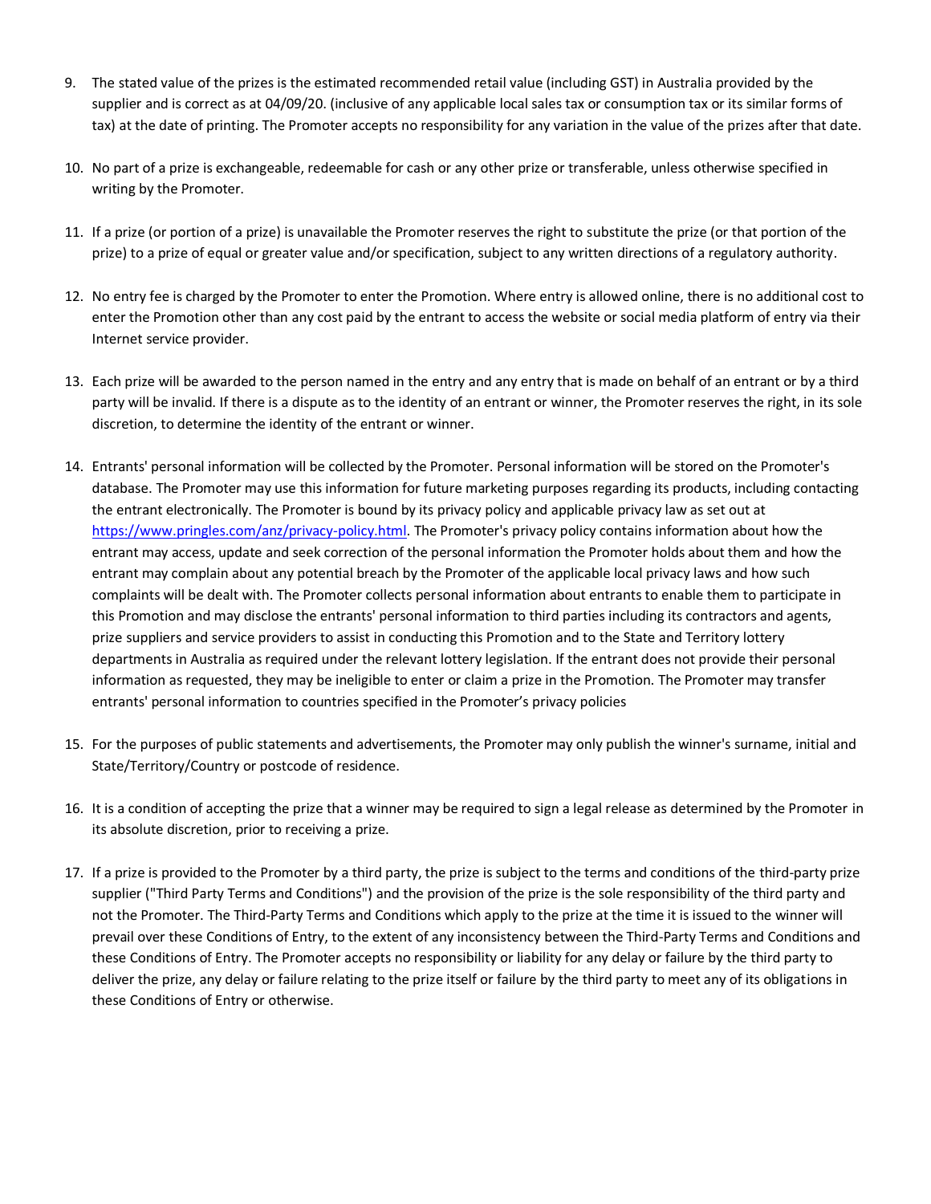9. The stated value of the prizes is the estimated recommended retail value (including GST) in Australia provided by the supplier and is correct as at 04/09/20. (inclusive of any applicable local sales tax or consumption tax or its similar forms of tax) at the date of printing. The Promoter accepts no responsibility for any variation in the value of the prizes after that date.

10. No part of a prize is exchangeable, redeemable for cash or any other prize or transferable, unless otherwise specified in writing by the Promoter.

11. If a prize (or portion of a prize) is unavailable the Promoter reserves the right to substitute the prize (or that portion of the prize) to a prize of equal or greater value and/or specification, subject to any written directions of a regulatory authority.

12. No entry fee is charged by the Promoter to enter the Promotion. Where entry is allowed online, there is no additional cost to enter the Promotion other than any cost paid by the entrant to access the website or social media platform of entry via their Internet service provider.

13. Each prize will be awarded to the person named in the entry and any entry that is made on behalf of an entrant or by a third party will be invalid. If there is a dispute as to the identity of an entrant or winner, the Promoter reserves the right, in its sole discretion, to determine the identity of the entrant or winner.

14. Entrants' personal information will be collected by the Promoter. Personal information will be stored on the Promoter's database. The Promoter may use this information for future marketing purposes regarding its products, including contacting the entrant electronically. The Promoter is bound by its privacy policy and applicable privacy law as set out at https://www.pringles.com/anz/privacy-policy.html. The Promoter's privacy policy contains information about how the entrant may access, update and seek correction of the personal information the Promoter holds about them and how the entrant may complain about any potential breach by the Promoter of the applicable local privacy laws and how such complaints will be dealt with. The Promoter collects personal information about entrants to enable them to participate in this Promotion and may disclose the entrants' personal information to third parties including its contractors and agents, prize suppliers and service providers to assist in conducting this Promotion and to the State and Territory lottery departments in Australia as required under the relevant lottery legislation. If the entrant does not provide their personal information as requested, they may be ineligible to enter or claim a prize in the Promotion. The Promoter may transfer entrants' personal information to countries specified in the Promoter's privacy policies

15. For the purposes of public statements and advertisements, the Promoter may only publish the winner's surname, initial and State/Territory/Country or postcode of residence.

16. It is a condition of accepting the prize that a winner may be required to sign a legal release as determined by the Promoter in its absolute discretion, prior to receiving a prize.

17. If a prize is provided to the Promoter by a third party, the prize is subject to the terms and conditions of the third-party prize supplier ("Third Party Terms and Conditions") and the provision of the prize is the sole responsibility of the third party and not the Promoter. The Third-Party Terms and Conditions which apply to the prize at the time it is issued to the winner will prevail over these Conditions of Entry, to the extent of any inconsistency between the Third-Party Terms and Conditions and these Conditions of Entry. The Promoter accepts no responsibility or liability for any delay or failure by the third party to deliver the prize, any delay or failure relating to the prize itself or failure by the third party to meet any of its obligations in these Conditions of Entry or otherwise.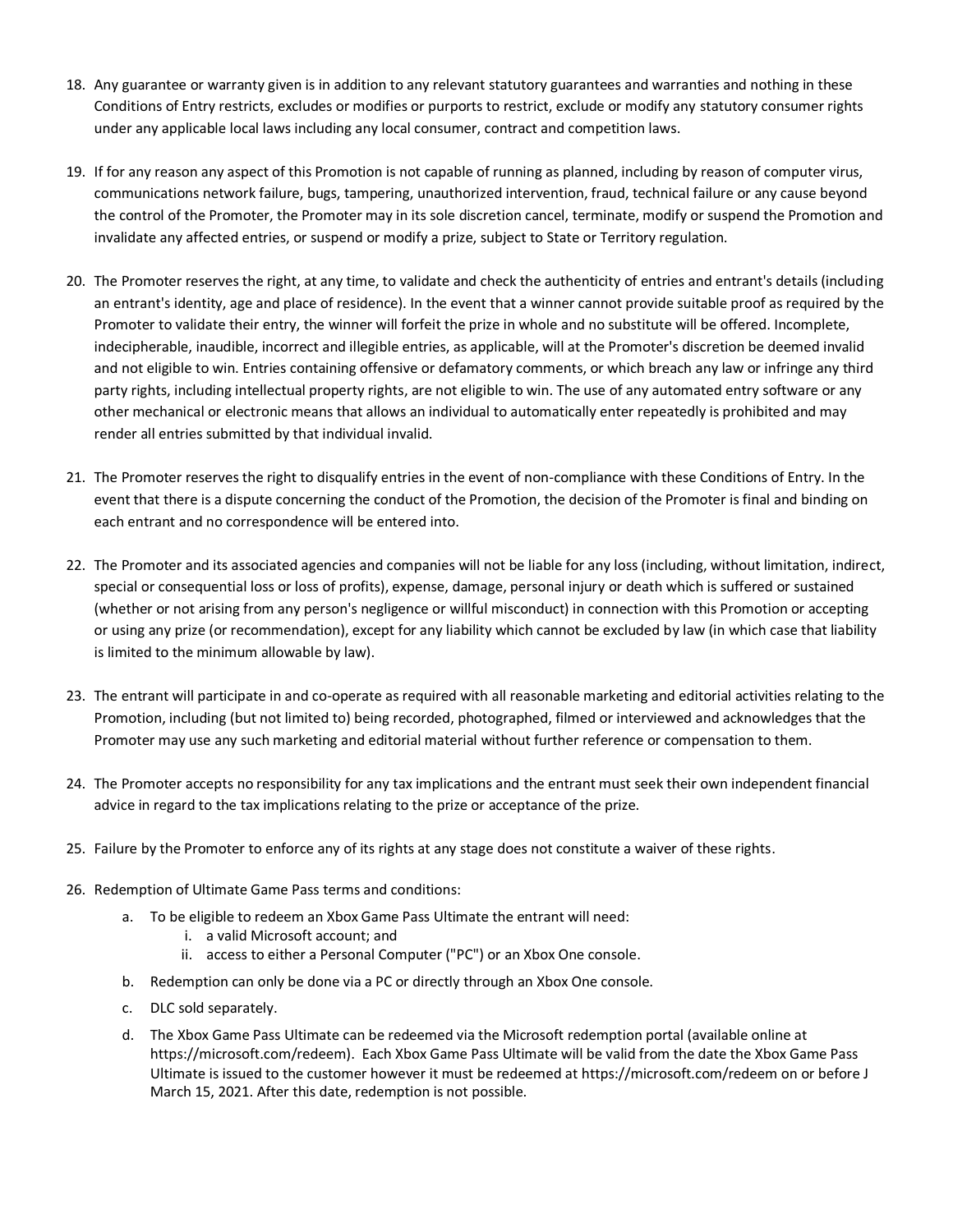18. Any guarantee or warranty given is in addition to any relevant statutory guarantees and warranties and nothing in these Conditions of Entry restricts, excludes or modifies or purports to restrict, exclude or modify any statutory consumer rights under any applicable local laws including any local consumer, contract and competition laws.

19. If for any reason any aspect of this Promotion is not capable of running as planned, including by reason of computer virus, communications network failure, bugs, tampering, unauthorized intervention, fraud, technical failure or any cause beyond the control of the Promoter, the Promoter may in its sole discretion cancel, terminate, modify or suspend the Promotion and invalidate any affected entries, or suspend or modify a prize, subject to State or Territory regulation.

20. The Promoter reserves the right, at any time, to validate and check the authenticity of entries and entrant's details (including an entrant's identity, age and place of residence). In the event that a winner cannot provide suitable proof as required by the Promoter to validate their entry, the winner will forfeit the prize in whole and no substitute will be offered. Incomplete, indecipherable, inaudible, incorrect and illegible entries, as applicable, will at the Promoter's discretion be deemed invalid and not eligible to win. Entries containing offensive or defamatory comments, or which breach any law or infringe any third party rights, including intellectual property rights, are not eligible to win. The use of any automated entry software or any other mechanical or electronic means that allows an individual to automatically enter repeatedly is prohibited and may render all entries submitted by that individual invalid.

21. The Promoter reserves the right to disqualify entries in the event of non-compliance with these Conditions of Entry. In the event that there is a dispute concerning the conduct of the Promotion, the decision of the Promoter is final and binding on each entrant and no correspondence will be entered into.

22. The Promoter and its associated agencies and companies will not be liable for any loss (including, without limitation, indirect, special or consequential loss or loss of profits), expense, damage, personal injury or death which is suffered or sustained (whether or not arising from any person's negligence or willful misconduct) in connection with this Promotion or accepting or using any prize (or recommendation), except for any liability which cannot be excluded by law (in which case that liability is limited to the minimum allowable by law).

23. The entrant will participate in and co-operate as required with all reasonable marketing and editorial activities relating to the Promotion, including (but not limited to) being recorded, photographed, filmed or interviewed and acknowledges that the Promoter may use any such marketing and editorial material without further reference or compensation to them.

24. The Promoter accepts no responsibility for any tax implications and the entrant must seek their own independent financial advice in regard to the tax implications relating to the prize or acceptance of the prize.

25. Failure by the Promoter to enforce any of its rights at any stage does not constitute a waiver of these rights.

26. Redemption of Ultimate Game Pass terms and conditions:
    a. To be eligible to redeem an Xbox Game Pass Ultimate the entrant will need:
        i. a valid Microsoft account; and
        ii. access to either a Personal Computer ("PC") or an Xbox One console.
    b. Redemption can only be done via a PC or directly through an Xbox One console.
    c. DLC sold separately.
    d. The Xbox Game Pass Ultimate can be redeemed via the Microsoft redemption portal (available online at https://microsoft.com/redeem). Each Xbox Game Pass Ultimate will be valid from the date the Xbox Game Pass Ultimate is issued to the customer however it must be redeemed at https://microsoft.com/redeem on or before J March 15, 2021. After this date, redemption is not possible.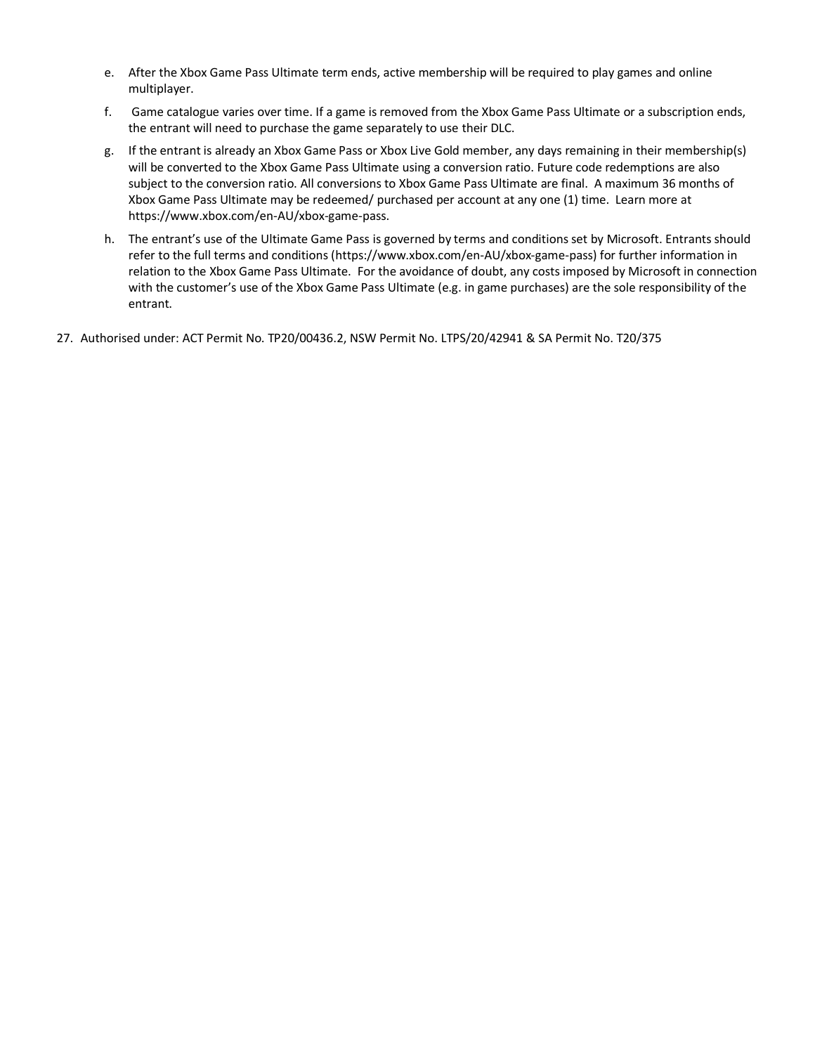e. After the Xbox Game Pass Ultimate term ends, active membership will be required to play games and online multiplayer.

f. Game catalogue varies over time. If a game is removed from the Xbox Game Pass Ultimate or a subscription ends, the entrant will need to purchase the game separately to use their DLC.

g. If the entrant is already an Xbox Game Pass or Xbox Live Gold member, any days remaining in their membership(s) will be converted to the Xbox Game Pass Ultimate using a conversion ratio. Future code redemptions are also subject to the conversion ratio. All conversions to Xbox Game Pass Ultimate are final. A maximum 36 months of Xbox Game Pass Ultimate may be redeemed/ purchased per account at any one (1) time. Learn more at https://www.xbox.com/en-AU/xbox-game-pass.

h. The entrant's use of the Ultimate Game Pass is governed by terms and conditions set by Microsoft. Entrants should refer to the full terms and conditions (https://www.xbox.com/en-AU/xbox-game-pass) for further information in relation to the Xbox Game Pass Ultimate. For the avoidance of doubt, any costs imposed by Microsoft in connection with the customer's use of the Xbox Game Pass Ultimate (e.g. in game purchases) are the sole responsibility of the entrant.

27. Authorised under: ACT Permit No. TP20/00436.2, NSW Permit No. LTPS/20/42941 & SA Permit No. T20/375